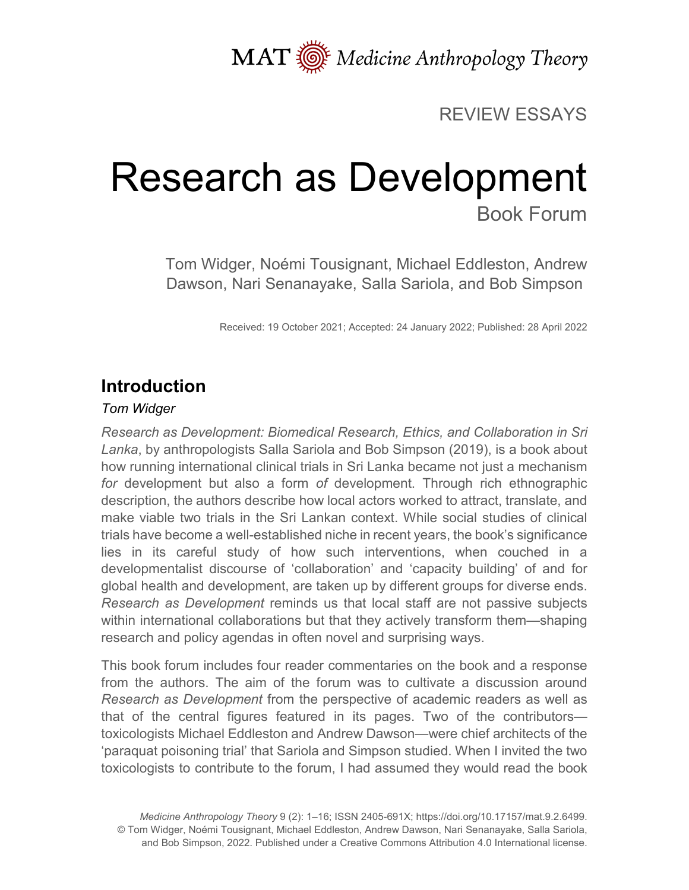REVIEW ESSAYS

# Research as Development

## Book Forum

Tom Widger, Noémi Tousignant, Michael Eddleston, Andrew Dawson, Nari Senanayake, Salla Sariola, and Bob Simpson

Received: 19 October 2021; Accepted: 24 January 2022; Published: 28 April 2022

## Introduction

*Tom Widger*

*Research as Development: Biomedical Research, Ethics, and Collaboration in Sri Lanka*, by anthropologists Salla Sariola and Bob Simpson (2019), is a book about how running international clinical trials in Sri Lanka became not just a mechanism *for* development but also a form *of* development. Through rich ethnographic description, the authors describe how local actors worked to attract, translate, and make viable two trials in the Sri Lankan context. While social studies of clinical trials have become a well-established niche in recent years, the book's significance lies in its careful study of how such interventions, when couched in a developmentalist discourse of 'collaboration' and 'capacity building' of and for global health and development, are taken up by different groups for diverse ends. *Research as Development* reminds us that local staff are not passive subjects within international collaborations but that they actively transform them—shaping research and policy agendas in often novel and surprising ways.

This book forum includes four reader commentaries on the book and a response from the authors. The aim of the forum was to cultivate a discussion around *Research as Development* from the perspective of academic readers as well as that of the central figures featured in its pages. Two of the contributors—toxicologists Michael Eddleston and Andrew Dawson—were chief architects of the 'paraquat poisoning trial' that Sariola and Simpson studied. When I invited the two toxicologists to contribute to the forum, I had assumed they would read the book

*Medicine Anthropology Theory* 9 (2): 1–16; ISSN 2405-691X; https://doi.org/10.17157/mat.9.2.6499.
© Tom Widger, Noémi Tousignant, Michael Eddleston, Andrew Dawson, Nari Senanayake, Salla Sariola, and Bob Simpson, 2022. Published under a Creative Commons Attribution 4.0 International license.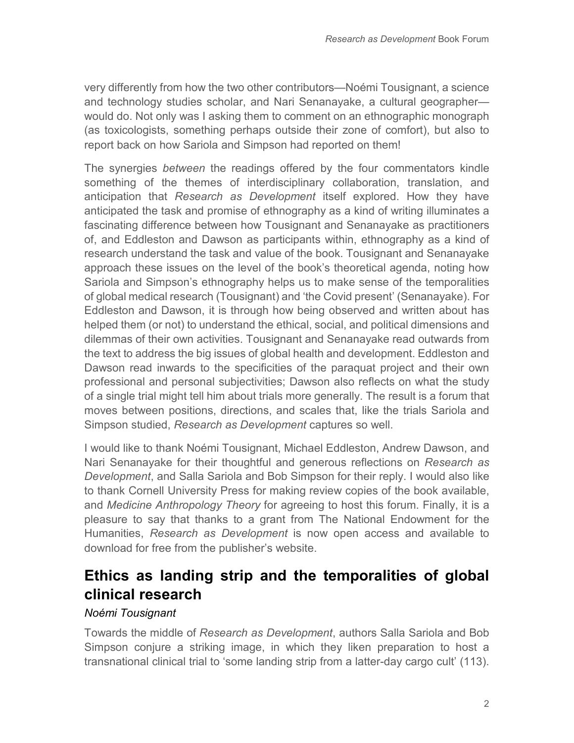very differently from how the two other contributors—Noémi Tousignant, a science and technology studies scholar, and Nari Senanayake, a cultural geographer—would do. Not only was I asking them to comment on an ethnographic monograph (as toxicologists, something perhaps outside their zone of comfort), but also to report back on how Sariola and Simpson had reported on them!

The synergies *between* the readings offered by the four commentators kindle something of the themes of interdisciplinary collaboration, translation, and anticipation that *Research as Development* itself explored. How they have anticipated the task and promise of ethnography as a kind of writing illuminates a fascinating difference between how Tousignant and Senanayake as practitioners of, and Eddleston and Dawson as participants within, ethnography as a kind of research understand the task and value of the book. Tousignant and Senanayake approach these issues on the level of the book's theoretical agenda, noting how Sariola and Simpson's ethnography helps us to make sense of the temporalities of global medical research (Tousignant) and 'the Covid present' (Senanayake). For Eddleston and Dawson, it is through how being observed and written about has helped them (or not) to understand the ethical, social, and political dimensions and dilemmas of their own activities. Tousignant and Senanayake read outwards from the text to address the big issues of global health and development. Eddleston and Dawson read inwards to the specificities of the paraquat project and their own professional and personal subjectivities; Dawson also reflects on what the study of a single trial might tell him about trials more generally. The result is a forum that moves between positions, directions, and scales that, like the trials Sariola and Simpson studied, *Research as Development* captures so well.

I would like to thank Noémi Tousignant, Michael Eddleston, Andrew Dawson, and Nari Senanayake for their thoughtful and generous reflections on *Research as Development*, and Salla Sariola and Bob Simpson for their reply. I would also like to thank Cornell University Press for making review copies of the book available, and *Medicine Anthropology Theory* for agreeing to host this forum. Finally, it is a pleasure to say that thanks to a grant from The National Endowment for the Humanities, *Research as Development* is now open access and available to download for free from the publisher's website.

## Ethics as landing strip and the temporalities of global clinical research

*Noémi Tousignant*

Towards the middle of *Research as Development*, authors Salla Sariola and Bob Simpson conjure a striking image, in which they liken preparation to host a transnational clinical trial to 'some landing strip from a latter-day cargo cult' (113).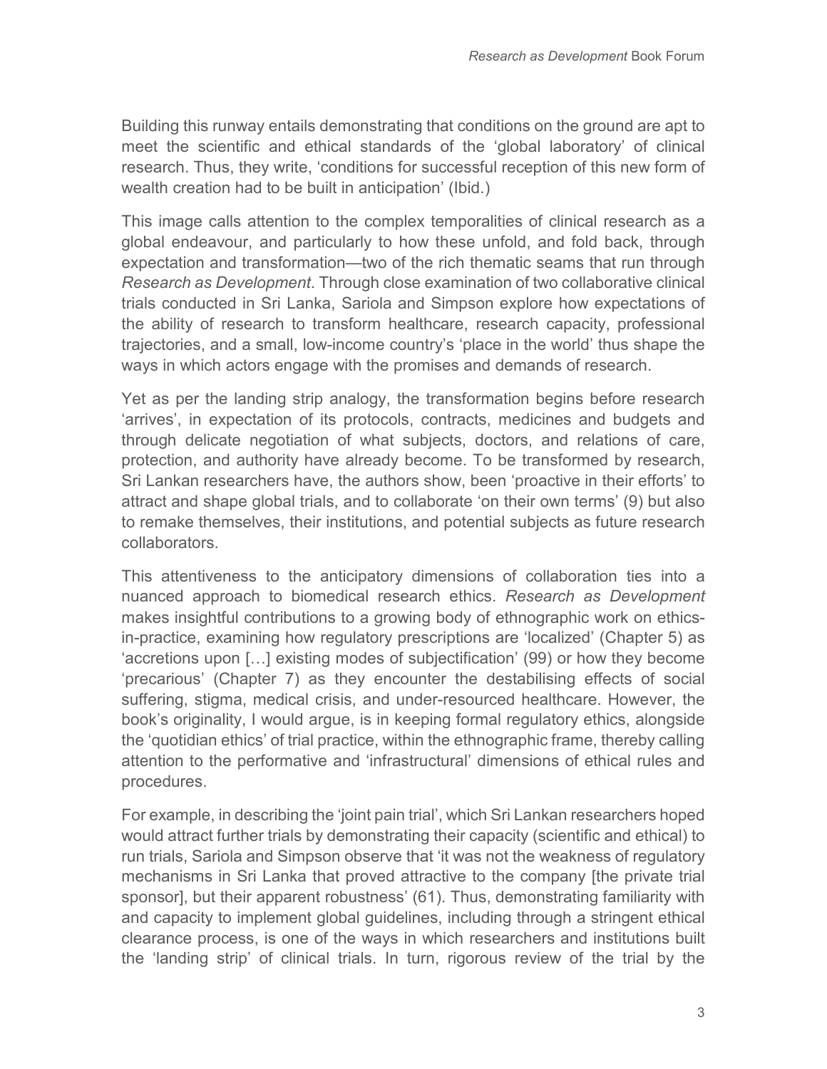Building this runway entails demonstrating that conditions on the ground are apt to meet the scientific and ethical standards of the 'global laboratory' of clinical research. Thus, they write, 'conditions for successful reception of this new form of wealth creation had to be built in anticipation' (Ibid.)

This image calls attention to the complex temporalities of clinical research as a global endeavour, and particularly to how these unfold, and fold back, through expectation and transformation—two of the rich thematic seams that run through *Research as Development*. Through close examination of two collaborative clinical trials conducted in Sri Lanka, Sariola and Simpson explore how expectations of the ability of research to transform healthcare, research capacity, professional trajectories, and a small, low-income country's 'place in the world' thus shape the ways in which actors engage with the promises and demands of research.

Yet as per the landing strip analogy, the transformation begins before research 'arrives', in expectation of its protocols, contracts, medicines and budgets and through delicate negotiation of what subjects, doctors, and relations of care, protection, and authority have already become. To be transformed by research, Sri Lankan researchers have, the authors show, been 'proactive in their efforts' to attract and shape global trials, and to collaborate 'on their own terms' (9) but also to remake themselves, their institutions, and potential subjects as future research collaborators.

This attentiveness to the anticipatory dimensions of collaboration ties into a nuanced approach to biomedical research ethics. *Research as Development* makes insightful contributions to a growing body of ethnographic work on ethics-in-practice, examining how regulatory prescriptions are 'localized' (Chapter 5) as 'accretions upon […] existing modes of subjectification' (99) or how they become 'precarious' (Chapter 7) as they encounter the destabilising effects of social suffering, stigma, medical crisis, and under-resourced healthcare. However, the book's originality, I would argue, is in keeping formal regulatory ethics, alongside the 'quotidian ethics' of trial practice, within the ethnographic frame, thereby calling attention to the performative and 'infrastructural' dimensions of ethical rules and procedures.

For example, in describing the 'joint pain trial', which Sri Lankan researchers hoped would attract further trials by demonstrating their capacity (scientific and ethical) to run trials, Sariola and Simpson observe that 'it was not the weakness of regulatory mechanisms in Sri Lanka that proved attractive to the company [the private trial sponsor], but their apparent robustness' (61). Thus, demonstrating familiarity with and capacity to implement global guidelines, including through a stringent ethical clearance process, is one of the ways in which researchers and institutions built the 'landing strip' of clinical trials. In turn, rigorous review of the trial by the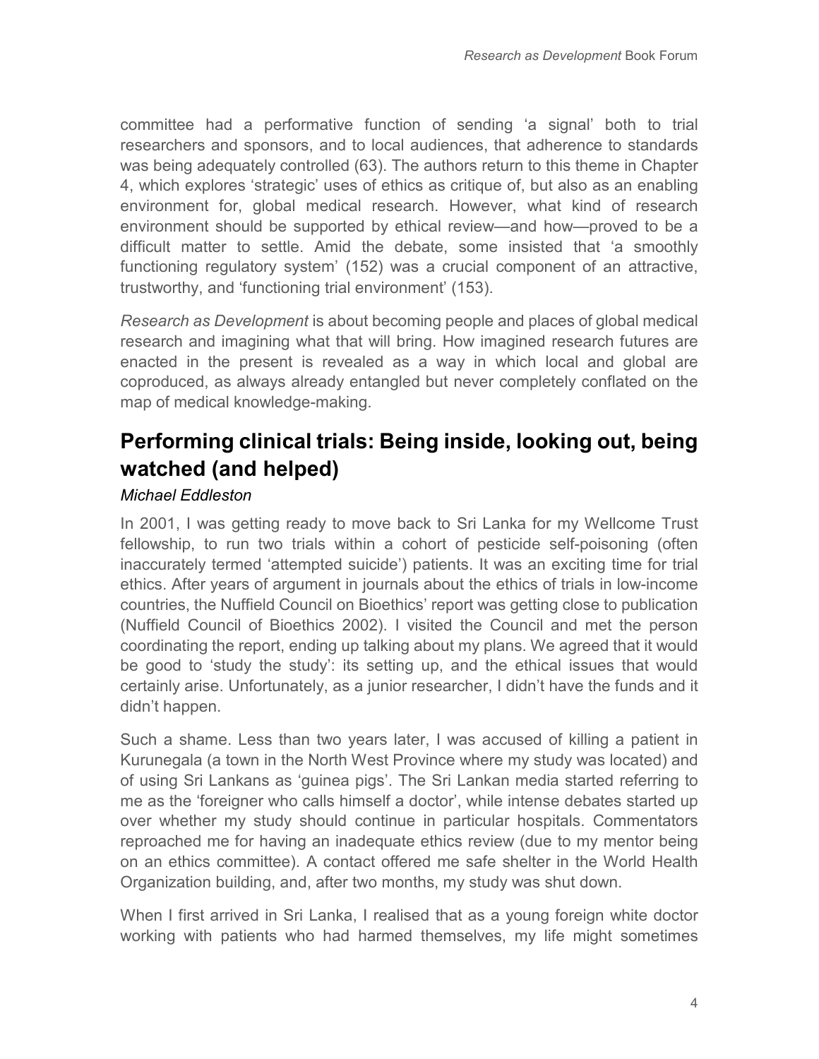committee had a performative function of sending 'a signal' both to trial researchers and sponsors, and to local audiences, that adherence to standards was being adequately controlled (63). The authors return to this theme in Chapter 4, which explores 'strategic' uses of ethics as critique of, but also as an enabling environment for, global medical research. However, what kind of research environment should be supported by ethical review—and how—proved to be a difficult matter to settle. Amid the debate, some insisted that 'a smoothly functioning regulatory system' (152) was a crucial component of an attractive, trustworthy, and 'functioning trial environment' (153).

*Research as Development* is about becoming people and places of global medical research and imagining what that will bring. How imagined research futures are enacted in the present is revealed as a way in which local and global are coproduced, as always already entangled but never completely conflated on the map of medical knowledge-making.

## Performing clinical trials: Being inside, looking out, being watched (and helped)

*Michael Eddleston*

In 2001, I was getting ready to move back to Sri Lanka for my Wellcome Trust fellowship, to run two trials within a cohort of pesticide self-poisoning (often inaccurately termed 'attempted suicide') patients. It was an exciting time for trial ethics. After years of argument in journals about the ethics of trials in low-income countries, the Nuffield Council on Bioethics' report was getting close to publication (Nuffield Council of Bioethics 2002). I visited the Council and met the person coordinating the report, ending up talking about my plans. We agreed that it would be good to 'study the study': its setting up, and the ethical issues that would certainly arise. Unfortunately, as a junior researcher, I didn't have the funds and it didn't happen.

Such a shame. Less than two years later, I was accused of killing a patient in Kurunegala (a town in the North West Province where my study was located) and of using Sri Lankans as 'guinea pigs'. The Sri Lankan media started referring to me as the 'foreigner who calls himself a doctor', while intense debates started up over whether my study should continue in particular hospitals. Commentators reproached me for having an inadequate ethics review (due to my mentor being on an ethics committee). A contact offered me safe shelter in the World Health Organization building, and, after two months, my study was shut down.

When I first arrived in Sri Lanka, I realised that as a young foreign white doctor working with patients who had harmed themselves, my life might sometimes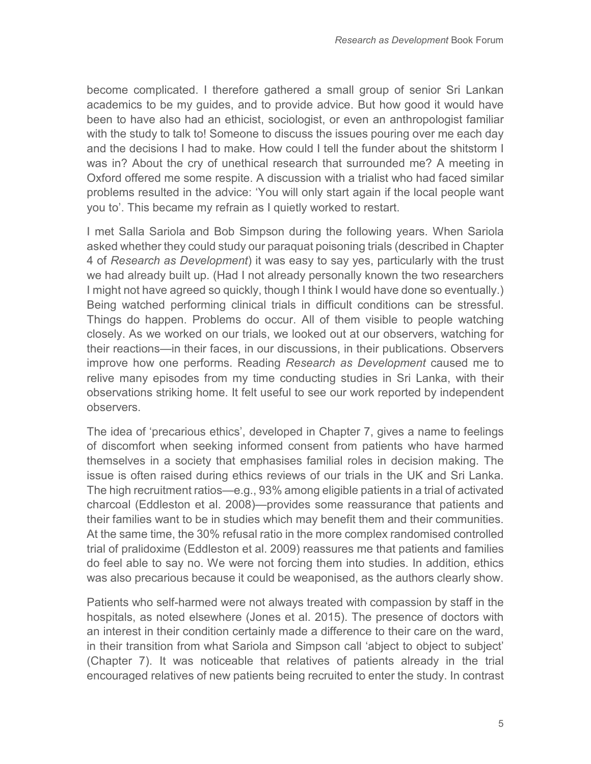become complicated. I therefore gathered a small group of senior Sri Lankan academics to be my guides, and to provide advice. But how good it would have been to have also had an ethicist, sociologist, or even an anthropologist familiar with the study to talk to! Someone to discuss the issues pouring over me each day and the decisions I had to make. How could I tell the funder about the shitstorm I was in? About the cry of unethical research that surrounded me? A meeting in Oxford offered me some respite. A discussion with a trialist who had faced similar problems resulted in the advice: 'You will only start again if the local people want you to'. This became my refrain as I quietly worked to restart.

I met Salla Sariola and Bob Simpson during the following years. When Sariola asked whether they could study our paraquat poisoning trials (described in Chapter 4 of *Research as Development*) it was easy to say yes, particularly with the trust we had already built up. (Had I not already personally known the two researchers I might not have agreed so quickly, though I think I would have done so eventually.) Being watched performing clinical trials in difficult conditions can be stressful. Things do happen. Problems do occur. All of them visible to people watching closely. As we worked on our trials, we looked out at our observers, watching for their reactions—in their faces, in our discussions, in their publications. Observers improve how one performs. Reading *Research as Development* caused me to relive many episodes from my time conducting studies in Sri Lanka, with their observations striking home. It felt useful to see our work reported by independent observers.

The idea of 'precarious ethics', developed in Chapter 7, gives a name to feelings of discomfort when seeking informed consent from patients who have harmed themselves in a society that emphasises familial roles in decision making. The issue is often raised during ethics reviews of our trials in the UK and Sri Lanka. The high recruitment ratios—e.g., 93% among eligible patients in a trial of activated charcoal (Eddleston et al. 2008)—provides some reassurance that patients and their families want to be in studies which may benefit them and their communities. At the same time, the 30% refusal ratio in the more complex randomised controlled trial of pralidoxime (Eddleston et al. 2009) reassures me that patients and families do feel able to say no. We were not forcing them into studies. In addition, ethics was also precarious because it could be weaponised, as the authors clearly show.

Patients who self-harmed were not always treated with compassion by staff in the hospitals, as noted elsewhere (Jones et al. 2015). The presence of doctors with an interest in their condition certainly made a difference to their care on the ward, in their transition from what Sariola and Simpson call 'abject to object to subject' (Chapter 7). It was noticeable that relatives of patients already in the trial encouraged relatives of new patients being recruited to enter the study. In contrast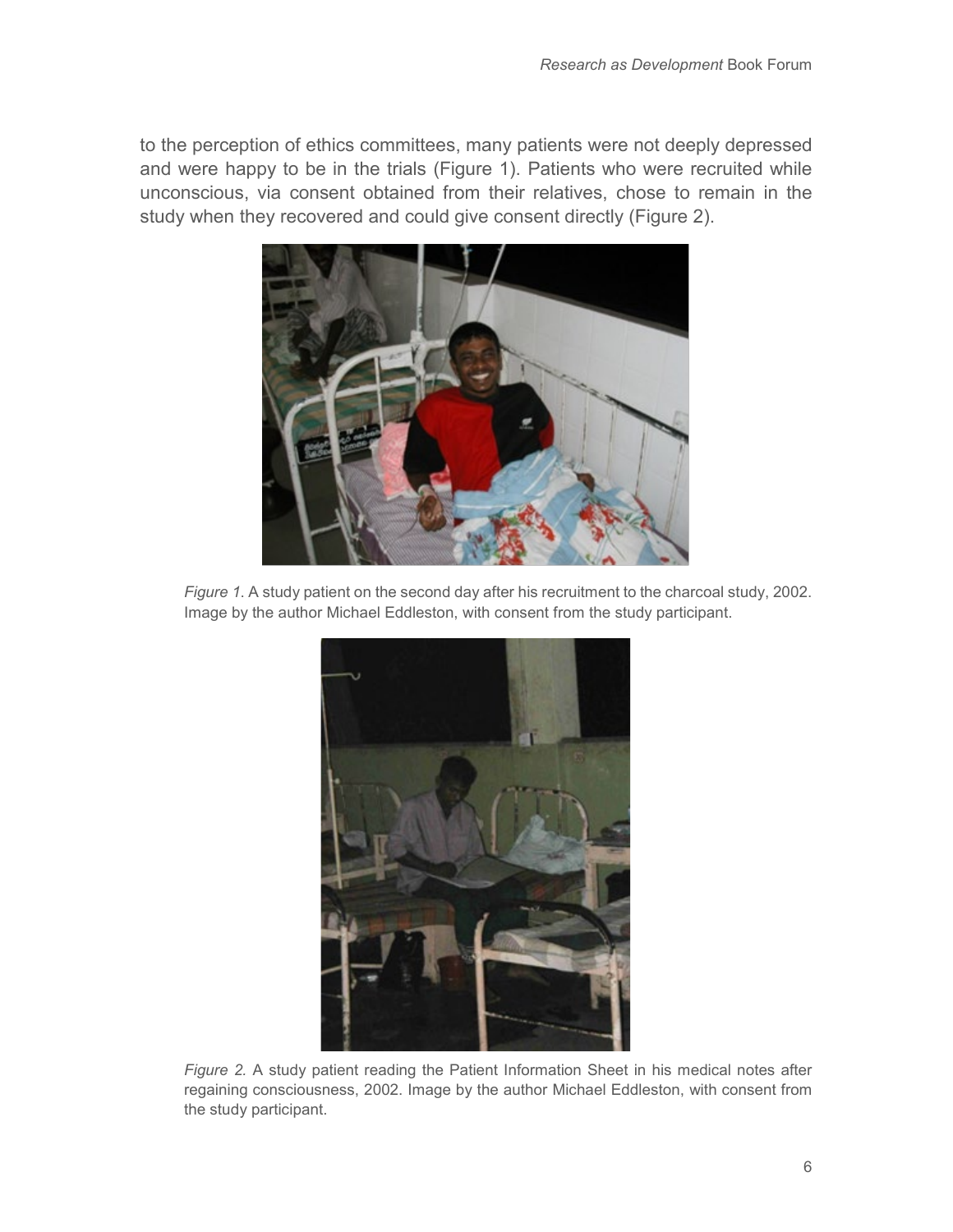to the perception of ethics committees, many patients were not deeply depressed and were happy to be in the trials (Figure 1). Patients who were recruited while unconscious, via consent obtained from their relatives, chose to remain in the study when they recovered and could give consent directly (Figure 2).

*Figure 1*. A study patient on the second day after his recruitment to the charcoal study, 2002. Image by the author Michael Eddleston, with consent from the study participant.

*Figure 2.* A study patient reading the Patient Information Sheet in his medical notes after regaining consciousness, 2002. Image by the author Michael Eddleston, with consent from the study participant.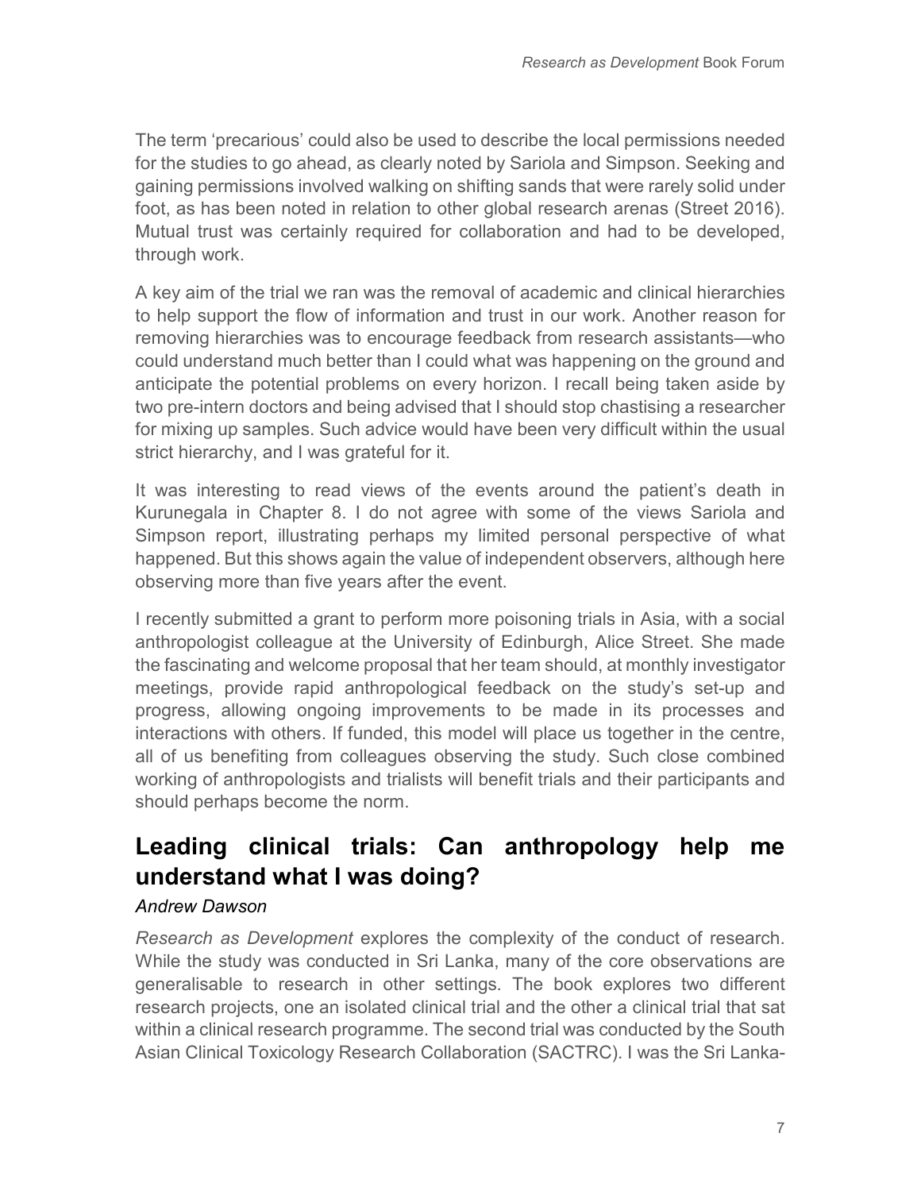The term 'precarious' could also be used to describe the local permissions needed for the studies to go ahead, as clearly noted by Sariola and Simpson. Seeking and gaining permissions involved walking on shifting sands that were rarely solid under foot, as has been noted in relation to other global research arenas (Street 2016). Mutual trust was certainly required for collaboration and had to be developed, through work.

A key aim of the trial we ran was the removal of academic and clinical hierarchies to help support the flow of information and trust in our work. Another reason for removing hierarchies was to encourage feedback from research assistants—who could understand much better than I could what was happening on the ground and anticipate the potential problems on every horizon. I recall being taken aside by two pre-intern doctors and being advised that I should stop chastising a researcher for mixing up samples. Such advice would have been very difficult within the usual strict hierarchy, and I was grateful for it.

It was interesting to read views of the events around the patient's death in Kurunegala in Chapter 8. I do not agree with some of the views Sariola and Simpson report, illustrating perhaps my limited personal perspective of what happened. But this shows again the value of independent observers, although here observing more than five years after the event.

I recently submitted a grant to perform more poisoning trials in Asia, with a social anthropologist colleague at the University of Edinburgh, Alice Street. She made the fascinating and welcome proposal that her team should, at monthly investigator meetings, provide rapid anthropological feedback on the study's set-up and progress, allowing ongoing improvements to be made in its processes and interactions with others. If funded, this model will place us together in the centre, all of us benefiting from colleagues observing the study. Such close combined working of anthropologists and trialists will benefit trials and their participants and should perhaps become the norm.

## Leading clinical trials: Can anthropology help me understand what I was doing?

*Andrew Dawson*

*Research as Development* explores the complexity of the conduct of research. While the study conducted in Sri Lanka, many of the core observations are generalisable to research in other settings. The book explores two different research projects, one an isolated clinical trial and the other a clinical trial that sat within a clinical research programme. The second trial was conducted by the South Asian Clinical Toxicology Research Collaboration (SACTRC). I was the Sri Lanka-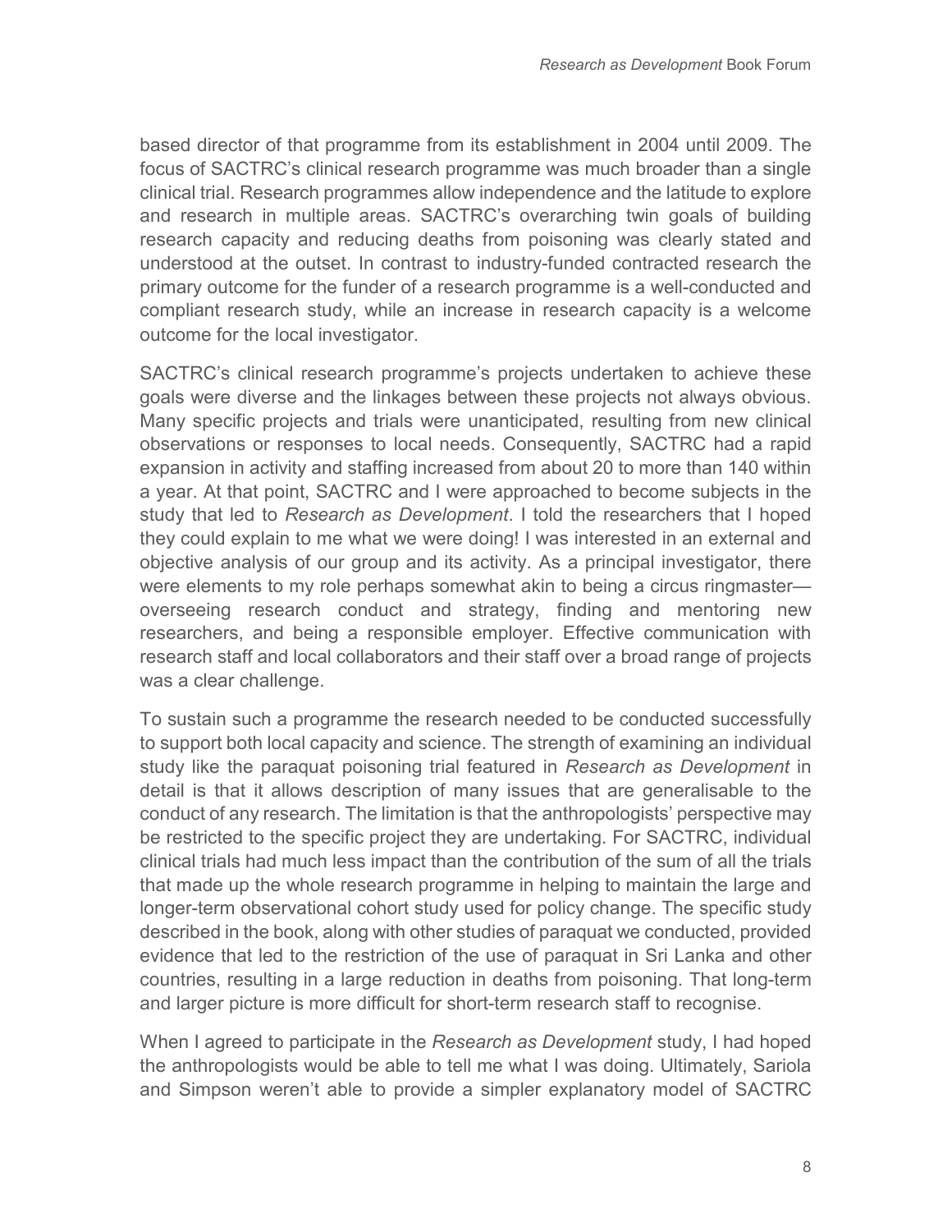based director of that programme from its establishment in 2004 until 2009. The focus of SACTRC's clinical research programme was much broader than a single clinical trial. Research programmes allow independence and the latitude to explore and research in multiple areas. SACTRC's overarching twin goals of building research capacity and reducing deaths from poisoning was clearly stated and understood at the outset. In contrast to industry-funded contracted research the primary outcome for the funder of a research programme is a well-conducted and compliant research study, while an increase in research capacity is a welcome outcome for the local investigator.

SACTRC's clinical research programme's projects undertaken to achieve these goals were diverse and the linkages between these projects not always obvious. Many specific projects and trials were unanticipated, resulting from new clinical observations or responses to local needs. Consequently, SACTRC had a rapid expansion in activity and staffing increased from about 20 to more than 140 within a year. At that point, SACTRC and I were approached to become subjects in the study that led to *Research as Development*. I told the researchers that I hoped they could explain to me what we were doing! I was interested in an external and objective analysis of our group and its activity. As a principal investigator, there were elements to my role perhaps somewhat akin to being a circus ringmaster—overseeing research conduct and strategy, finding and mentoring new researchers, and being a responsible employer. Effective communication with research staff and local collaborators and their staff over a broad range of projects was a clear challenge.

To sustain such a programme the research needed to be conducted successfully to support both local capacity and science. The strength of examining an individual study like the paraquat poisoning trial featured in *Research as Development* in detail is that it allows description of many issues that are generalisable to the conduct of any research. The limitation is that the anthropologists' perspective may be restricted to the specific project they are undertaking. For SACTRC, individual clinical trials had much less impact than the contribution of the sum of all the trials that made up the whole research programme in helping to maintain the large and longer-term observational cohort study used for policy change. The specific study described in the book, along with other studies of paraquat we conducted, provided evidence that led to the restriction of the use of paraquat in Sri Lanka and other countries, resulting in a large reduction in deaths from poisoning. That long-term and larger picture is more difficult for short-term research staff to recognise.

When I agreed to participate in the *Research as Development* study, I had hoped the anthropologists would be able to tell me what I was doing. Ultimately, Sariola and Simpson weren't able to provide a simpler explanatory model of SACTRC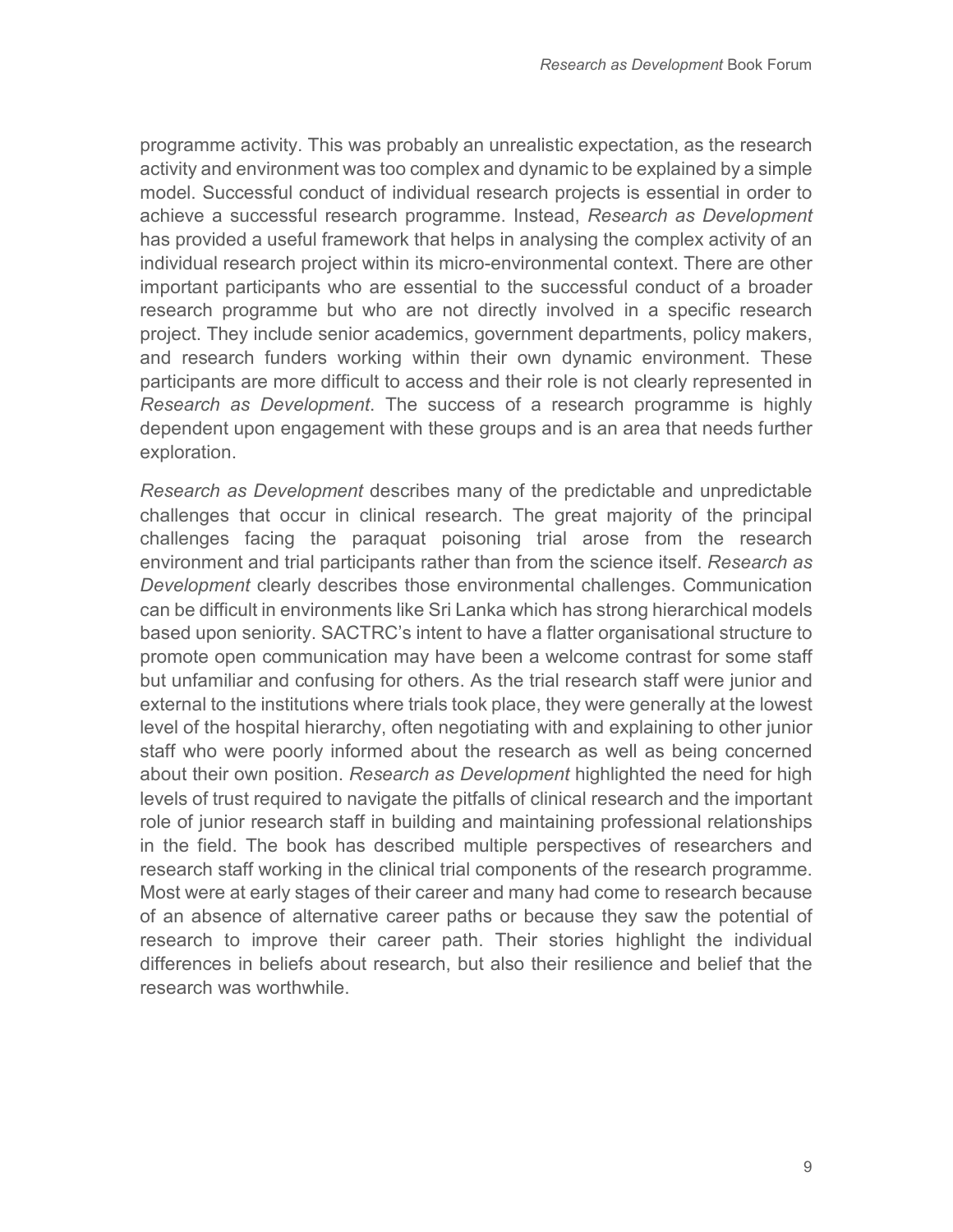programme activity. This was probably an unrealistic expectation, as the research activity and environment was too complex and dynamic to be explained by a simple model. Successful conduct of individual research projects is essential in order to achieve a successful research programme. Instead, *Research as Development* has provided a useful framework that helps in analysing the complex activity of an individual research project within its micro-environmental context. There are other important participants who are essential to the successful conduct of a broader research programme but who are not directly involved in a specific research project. They include senior academics, government departments, policy makers, and research funders working within their own dynamic environment. These participants are more difficult to access and their role is not clearly represented in *Research as Development*. The success of a research programme is highly dependent upon engagement with these groups and is an area that needs further exploration.

*Research as Development* describes many of the predictable and unpredictable challenges that occur in clinical research. The great majority of the principal challenges facing the paraquat poisoning trial arose from the research environment and trial participants rather than from the science itself. *Research as Development* clearly describes those environmental challenges. Communication can be difficult in environments like Sri Lanka which has strong hierarchical models based upon seniority. SACTRC's intent to have a flatter organisational structure to promote open communication may have been a welcome contrast for some staff but unfamiliar and confusing for others. As the trial research staff were junior and external to the institutions where trials took place, they were generally at the lowest level of the hospital hierarchy, often negotiating with and explaining to other junior staff who were poorly informed about the research as well as being concerned about their own position. *Research as Development* highlighted the need for high levels of trust required to navigate the pitfalls of clinical research and the important role of junior research staff in building and maintaining professional relationships in the field. The book has described multiple perspectives of researchers and research staff working in the clinical trial components of the research programme. Most were at early stages of their career and many had come to research because of an absence of alternative career paths or because they saw the potential of research to improve their career path. Their stories highlight the individual differences in beliefs about research, but also their resilience and belief that the research was worthwhile.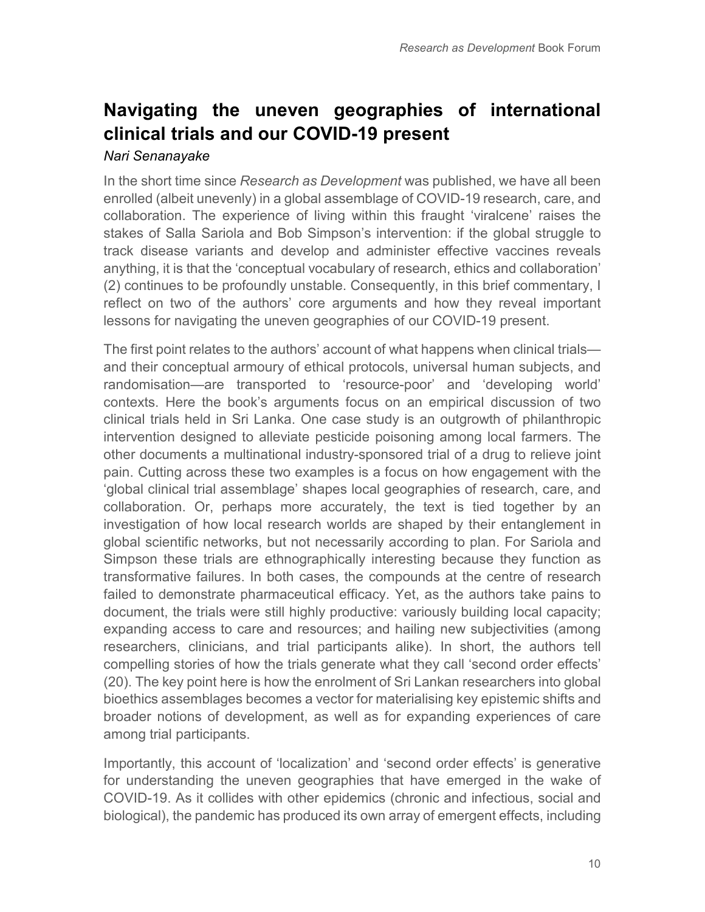## Navigating the uneven geographies of international clinical trials and our COVID-19 present

*Nari Senanayake*

In the short time since *Research as Development* was published, we have all been enrolled (albeit unevenly) in a global assemblage of COVID-19 research, care, and collaboration. The experience of living within this fraught 'viralcene' raises the stakes of Salla Sariola and Bob Simpson's intervention: if the global struggle to track disease variants and develop and administer effective vaccines reveals anything, it is that the 'conceptual vocabulary of research, ethics and collaboration' (2) continues to be profoundly unstable. Consequently, in this brief commentary, I reflect on two of the authors' core arguments and how they reveal important lessons for navigating the uneven geographies of our COVID-19 present.

The first point relates to the authors' account of what happens when clinical trials—and their conceptual armoury of ethical protocols, universal human subjects, and randomisation—are transported to 'resource-poor' and 'developing world' contexts. Here the book's arguments focus on an empirical discussion of two clinical trials held in Sri Lanka. One case study is an outgrowth of philanthropic intervention designed to alleviate pesticide poisoning among local farmers. The other documents a multinational industry-sponsored trial of a drug to relieve joint pain. Cutting across these two examples is a focus on how engagement with the 'global clinical trial assemblage' shapes local geographies of research, care, and collaboration. Or, perhaps more accurately, the text is tied together by an investigation of how local research worlds are shaped by their entanglement in global scientific networks, but not necessarily according to plan. For Sariola and Simpson these trials are ethnographically interesting because they function as transformative failures. In both cases, the compounds at the centre of research failed to demonstrate pharmaceutical efficacy. Yet, as the authors take pains to document, the trials were still highly productive: variously building local capacity; expanding access to care and resources; and hailing new subjectivities (among researchers, clinicians, and trial participants alike). In short, the authors tell compelling stories of how the trials generate what they call 'second order effects' (20). The key point here is how the enrolment of Sri Lankan researchers into global bioethics assemblages becomes a vector for materialising key epistemic shifts and broader notions of development, as well as for expanding experiences of care among trial participants.

Importantly, this account of 'localization' and 'second order effects' is generative for understanding the uneven geographies that have emerged in the wake of COVID-19. As it collides with other epidemics (chronic and infectious, social and biological), the pandemic has produced its own array of emergent effects, including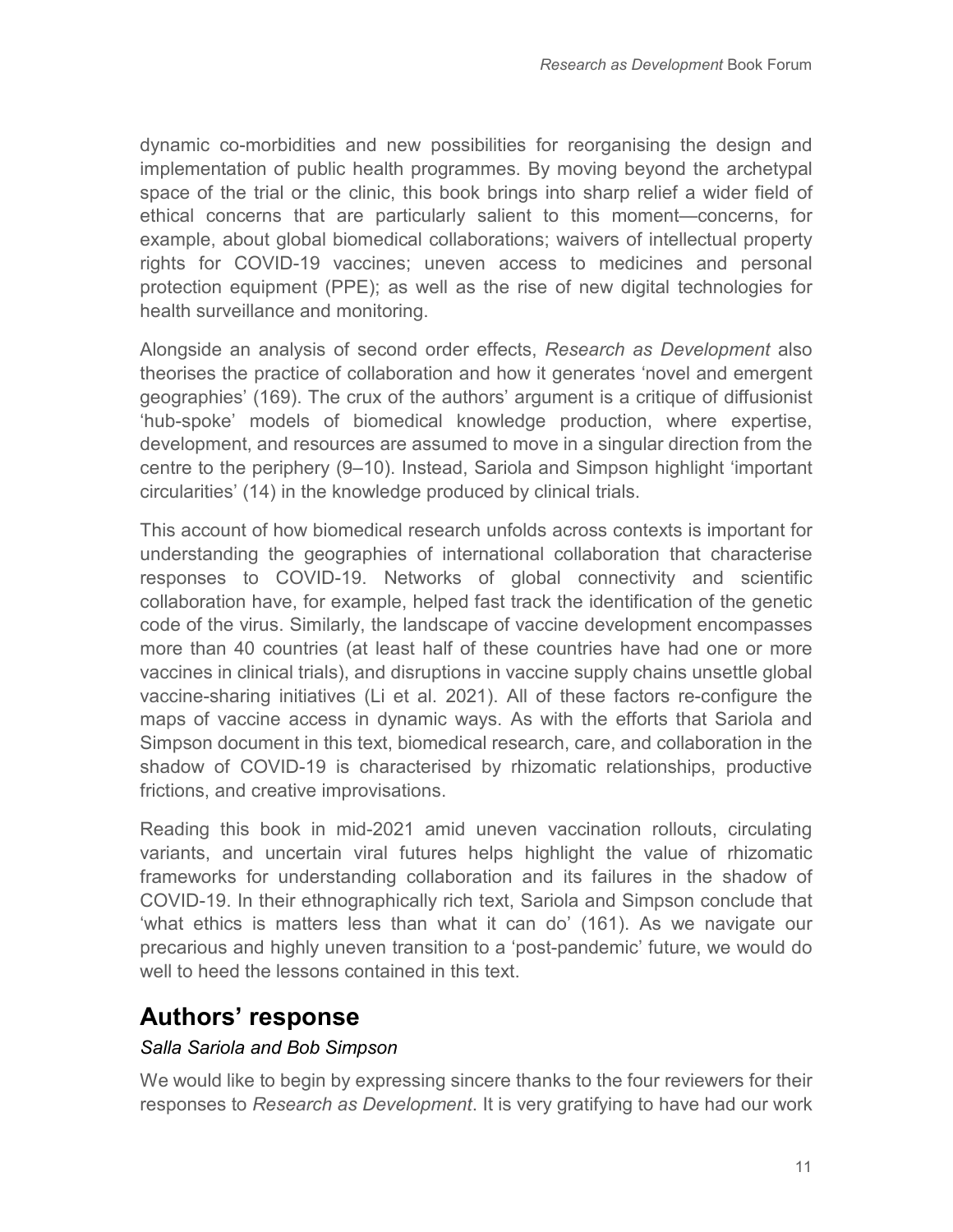dynamic co-morbidities and new possibilities for reorganising the design and implementation of public health programmes. By moving beyond the archetypal space of the trial or the clinic, this book brings into sharp relief a wider field of ethical concerns that are particularly salient to this moment—concerns, for example, about global biomedical collaborations; waivers of intellectual property rights for COVID-19 vaccines; uneven access to medicines and personal protection equipment (PPE); as well as the rise of new digital technologies for health surveillance and monitoring.

Alongside an analysis of second order effects, *Research as Development* also theorises the practice of collaboration and how it generates 'novel and emergent geographies' (169). The crux of the authors' argument is a critique of diffusionist 'hub-spoke' models of biomedical knowledge production, where expertise, development, and resources are assumed to move in a singular direction from the centre to the periphery (9–10). Instead, Sariola and Simpson highlight 'important circularities' (14) in the knowledge produced by clinical trials.

This account of how biomedical research unfolds across contexts is important for understanding the geographies of international collaboration that characterise responses to COVID-19. Networks of global connectivity and scientific collaboration have, for example, helped fast track the identification of the genetic code of the virus. Similarly, the landscape of vaccine development encompasses more than 40 countries (at least half of these countries have had one or more vaccines in clinical trials), and disruptions in vaccine supply chains unsettle global vaccine-sharing initiatives (Li et al. 2021). All of these factors re-configure the maps of vaccine access in dynamic ways. As with the efforts that Sariola and Simpson document in this text, biomedical research, care, and collaboration in the shadow of COVID-19 is characterised by rhizomatic relationships, productive frictions, and creative improvisations.

Reading this book in mid-2021 amid uneven vaccination rollouts, circulating variants, and uncertain viral futures helps highlight the value of rhizomatic frameworks for understanding collaboration and its failures in the shadow of COVID-19. In their ethnographically rich text, Sariola and Simpson conclude that 'what ethics is matters less than what it can do' (161). As we navigate our precarious and highly uneven transition to a 'post-pandemic' future, we would do well to heed the lessons contained in this text.

## Authors' response

*Salla Sariola and Bob Simpson*

We would like to begin by expressing sincere thanks to the four reviewers for their responses to *Research as Development*. It is very gratifying to have had our work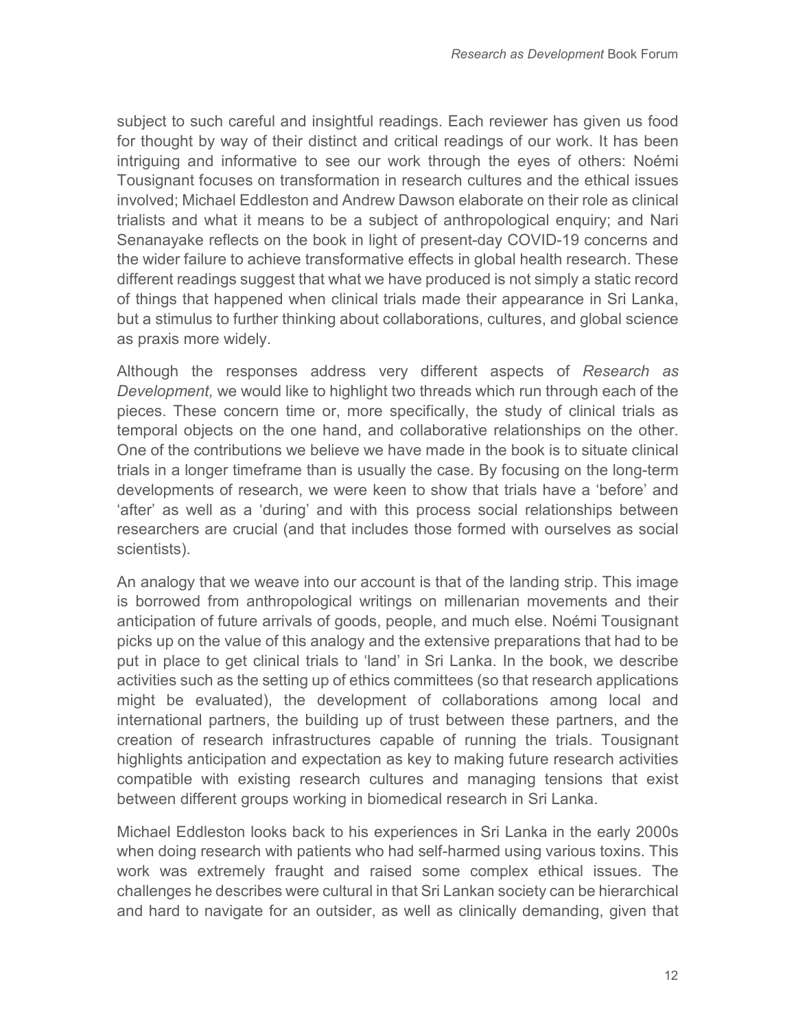subject to such careful and insightful readings. Each reviewer has given us food for thought by way of their distinct and critical readings of our work. It has been intriguing and informative to see our work through the eyes of others: Noémi Tousignant focuses on transformation in research cultures and the ethical issues involved; Michael Eddleston and Andrew Dawson elaborate on their role as clinical trialists and what it means to be a subject of anthropological enquiry; and Nari Senanayake reflects on the book in light of present-day COVID-19 concerns and the wider failure to achieve transformative effects in global health research. These different readings suggest that what we have produced is not simply a static record of things that happened when clinical trials made their appearance in Sri Lanka, but a stimulus to further thinking about collaborations, cultures, and global science as praxis more widely.

Although the responses address very different aspects of *Research as Development,* we would like to highlight two threads which run through each of the pieces. These concern time or, more specifically, the study of clinical trials as temporal objects on the one hand, and collaborative relationships on the other. One of the contributions we believe we have made in the book is to situate clinical trials in a longer timeframe than is usually the case. By focusing on the long-term developments of research, we were keen to show that trials have a 'before' and 'after' as well as a 'during' and with this process social relationships between researchers are crucial (and that includes those formed with ourselves as social scientists).

An analogy that we weave into our account is that of the landing strip. This image is borrowed from anthropological writings on millenarian movements and their anticipation of future arrivals of goods, people, and much else. Noémi Tousignant picks up on the value of this analogy and the extensive preparations that had to be put in place to get clinical trials to 'land' in Sri Lanka. In the book, we describe activities such as the setting up of ethics committees (so that research applications might be evaluated), the development of collaborations among local and international partners, the building up of trust between these partners, and the creation of research infrastructures capable of running the trials. Tousignant highlights anticipation and expectation as key to making future research activities compatible with existing research cultures and managing tensions that exist between different groups working in biomedical research in Sri Lanka.

Michael Eddleston looks back to his experiences in Sri Lanka in the early 2000s when doing research with patients who had self-harmed using various toxins. This work was extremely fraught and raised some complex ethical issues. The challenges he describes were cultural in that Sri Lankan society can be hierarchical and hard to navigate for an outsider, as well as clinically demanding, given that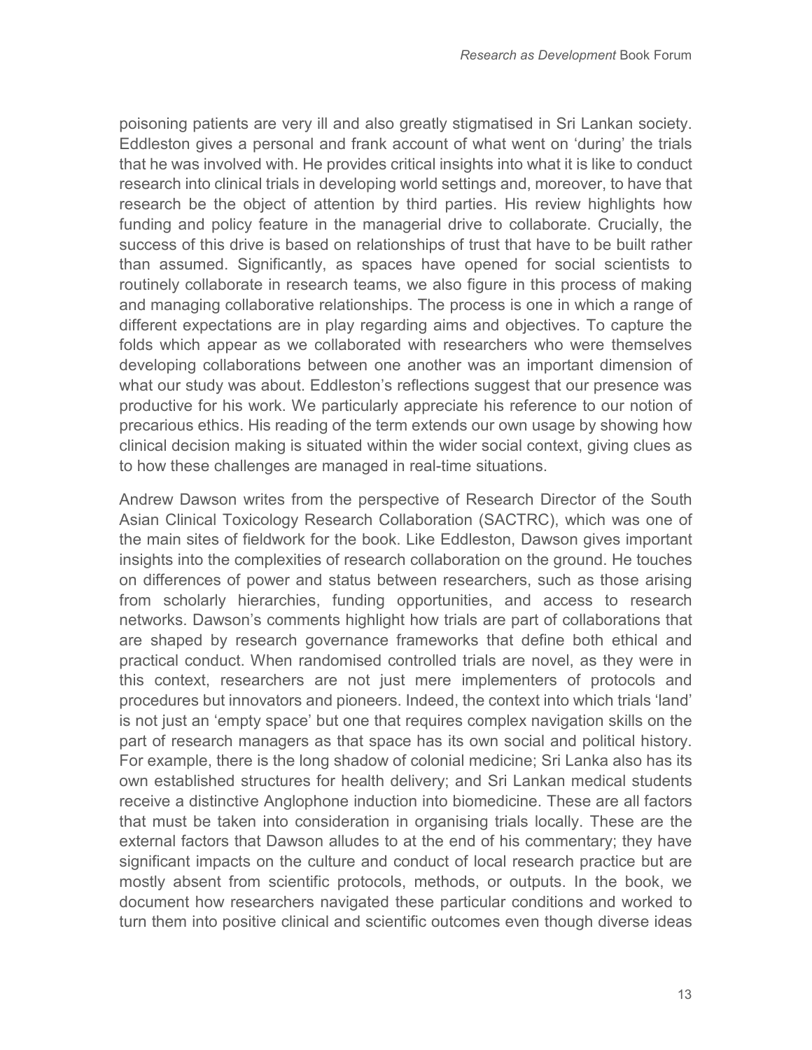poisoning patients are very ill and also greatly stigmatised in Sri Lankan society. Eddleston gives a personal and frank account of what went on 'during' the trials that he was involved with. He provides critical insights into what it is like to conduct research into clinical trials in developing world settings and, moreover, to have that research be the object of attention by third parties. His review highlights how funding and policy feature in the managerial drive to collaborate. Crucially, the success of this drive is based on relationships of trust that have to be built rather than assumed. Significantly, as spaces have opened for social scientists to routinely collaborate in research teams, we also figure in this process of making and managing collaborative relationships. The process is one in which a range of different expectations are in play regarding aims and objectives. To capture the folds which appear as we collaborated with researchers who were themselves developing collaborations between one another was an important dimension of what our study was about. Eddleston's reflections suggest that our presence was productive for his work. We particularly appreciate his reference to our notion of precarious ethics. His reading of the term extends our own usage by showing how clinical decision making is situated within the wider social context, giving clues as to how these challenges are managed in real-time situations.

Andrew Dawson writes from the perspective of Research Director of the South Asian Clinical Toxicology Research Collaboration (SACTRC), which was one of the main sites of fieldwork for the book. Like Eddleston, Dawson gives important insights into the complexities of research collaboration on the ground. He touches on differences of power and status between researchers, such as those arising from scholarly hierarchies, funding opportunities, and access to research networks. Dawson's comments highlight how trials are part of collaborations that are shaped by research governance frameworks that define both ethical and practical conduct. When randomised controlled trials are novel, as they were in this context, researchers are not just mere implementers of protocols and procedures but innovators and pioneers. Indeed, the context into which trials 'land' is not just an 'empty space' but one that requires complex navigation skills on the part of research managers as that space has its own social and political history. For example, there is the long shadow of colonial medicine; Sri Lanka also has its own established structures for health delivery; and Sri Lankan medical students receive a distinctive Anglophone induction into biomedicine. These are all factors that must be taken into consideration in organising trials locally. These are the external factors that Dawson alludes to at the end of his commentary; they have significant impacts on the culture and conduct of local research practice but are mostly absent from scientific protocols, methods, or outputs. In the book, we document how researchers navigated these particular conditions and worked to turn them into positive clinical and scientific outcomes even though diverse ideas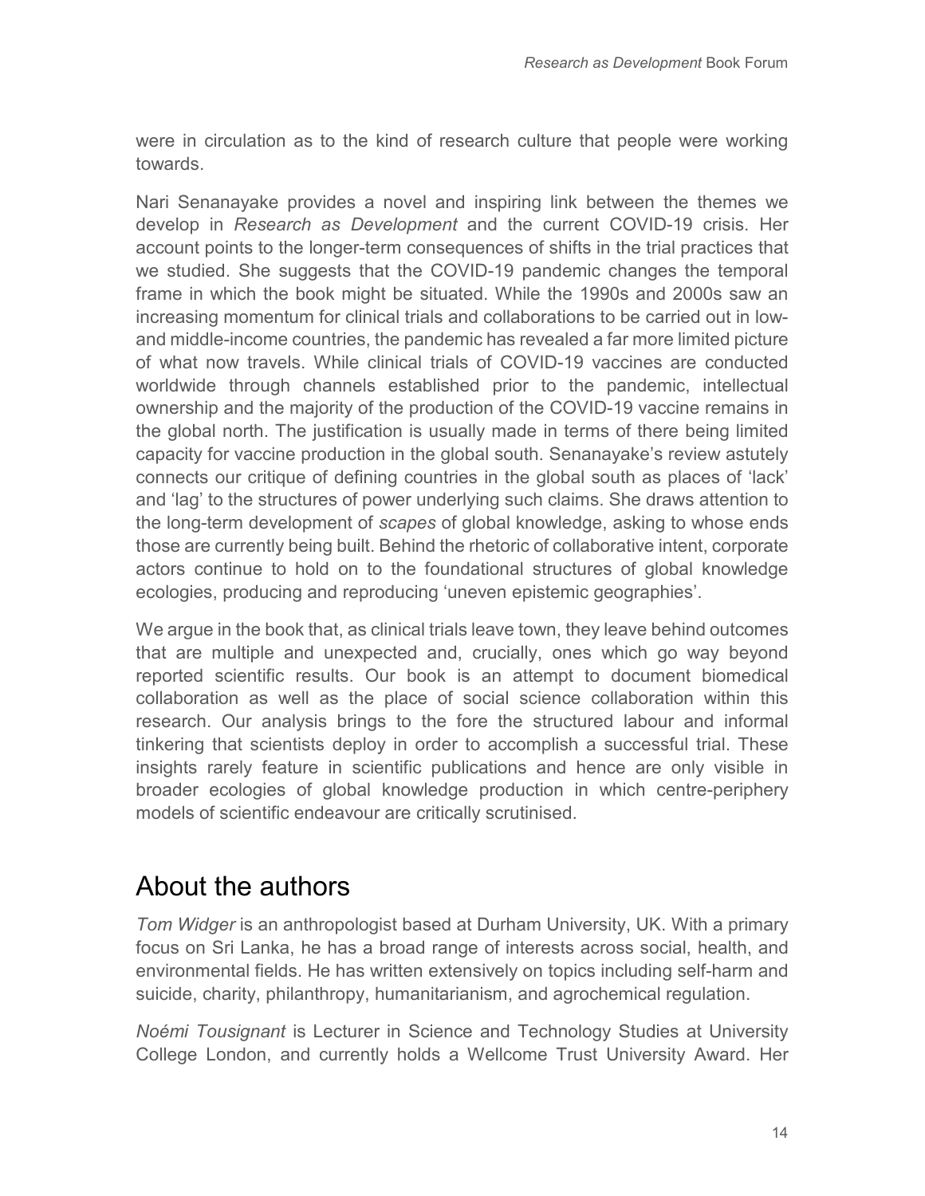were in circulation as to the kind of research culture that people were working towards.

Nari Senanayake provides a novel and inspiring link between the themes we develop in *Research as Development* and the current COVID-19 crisis. Her account points to the longer-term consequences of shifts in the trial practices that we studied. She suggests that the COVID-19 pandemic changes the temporal frame in which the book might be situated. While the 1990s and 2000s saw an increasing momentum for clinical trials and collaborations to be carried out in low- and middle-income countries, the pandemic has revealed a far more limited picture of what now travels. While clinical trials of COVID-19 vaccines are conducted worldwide through channels established prior to the pandemic, intellectual ownership and the majority of the production of the COVID-19 vaccine remains in the global north. The justification is usually made in terms of there being limited capacity for vaccine production in the global south. Senanayake's review astutely connects our critique of defining countries in the global south as places of 'lack' and 'lag' to the structures of power underlying such claims. She draws attention to the long-term development of *scapes* of global knowledge, asking to whose ends those are currently being built. Behind the rhetoric of collaborative intent, corporate actors continue to hold on to the foundational structures of global knowledge ecologies, producing and reproducing 'uneven epistemic geographies'.

We argue in the book that, as clinical trials leave town, they leave behind outcomes that are multiple and unexpected and, crucially, ones which go way beyond reported scientific results. Our book is an attempt to document biomedical collaboration as well as the place of social science collaboration within this research. Our analysis brings to the fore the structured labour and informal tinkering that scientists deploy in order to accomplish a successful trial. These insights rarely feature in scientific publications and hence are only visible in broader ecologies of global knowledge production in which centre-periphery models of scientific endeavour are critically scrutinised.

## About the authors

*Tom Widger* is an anthropologist based at Durham University, UK. With a primary focus on Sri Lanka, he has a broad range of interests across social, health, and environmental fields. He has written extensively on topics including self-harm and suicide, charity, philanthropy, humanitarianism, and agrochemical regulation.

*Noémi Tousignant* is Lecturer in Science and Technology Studies at University College London, and currently holds a Wellcome Trust University Award. Her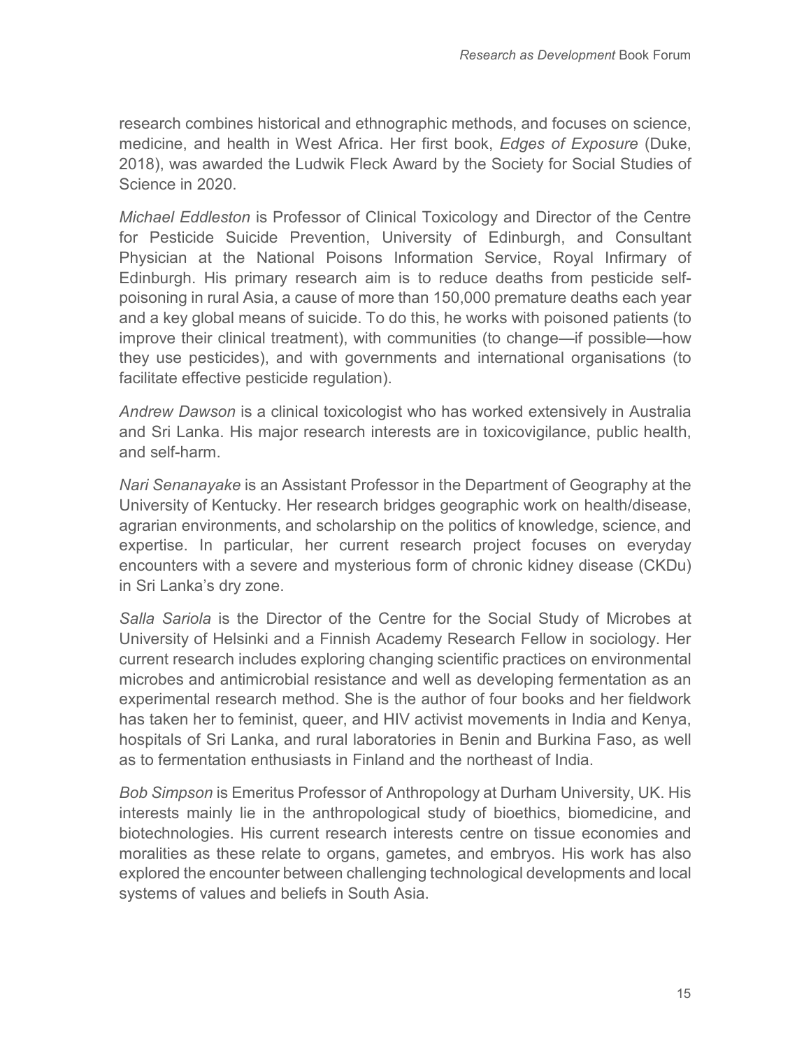research combines historical and ethnographic methods, and focuses on science, medicine, and health in West Africa. Her first book, *Edges of Exposure* (Duke, 2018), was awarded the Ludwik Fleck Award by the Society for Social Studies of Science in 2020.

*Michael Eddleston* is Professor of Clinical Toxicology and Director of the Centre for Pesticide Suicide Prevention, University of Edinburgh, and Consultant Physician at the National Poisons Information Service, Royal Infirmary of Edinburgh. His primary research aim is to reduce deaths from pesticide self-poisoning in rural Asia, a cause of more than 150,000 premature deaths each year and a key global means of suicide. To do this, he works with poisoned patients (to improve their clinical treatment), with communities (to change—if possible—how they use pesticides), and with governments and international organisations (to facilitate effective pesticide regulation).

*Andrew Dawson* is a clinical toxicologist who has worked extensively in Australia and Sri Lanka. His major research interests are in toxicovigilance, public health, and self-harm.

*Nari Senanayake* is an Assistant Professor in the Department of Geography at the University of Kentucky. Her research bridges geographic work on health/disease, agrarian environments, and scholarship on the politics of knowledge, science, and expertise. In particular, her current research project focuses on everyday encounters with a severe and mysterious form of chronic kidney disease (CKDu) in Sri Lanka's dry zone.

*Salla Sariola* is the Director of the Centre for the Social Study of Microbes at University of Helsinki and a Finnish Academy Research Fellow in sociology. Her current research includes exploring changing scientific practices on environmental microbes and antimicrobial resistance and well as developing fermentation as an experimental research method. She is the author of four books and her fieldwork has taken her to feminist, queer, and HIV activist movements in India and Kenya, hospitals of Sri Lanka, and rural laboratories in Benin and Burkina Faso, as well as to fermentation enthusiasts in Finland and the northeast of India.

*Bob Simpson* is Emeritus Professor of Anthropology at Durham University, UK. His interests mainly lie in the anthropological study of bioethics, biomedicine, and biotechnologies. His current research interests centre on tissue economies and moralities as these relate to organs, gametes, and embryos. His work has also explored the encounter between challenging technological developments and local systems of values and beliefs in South Asia.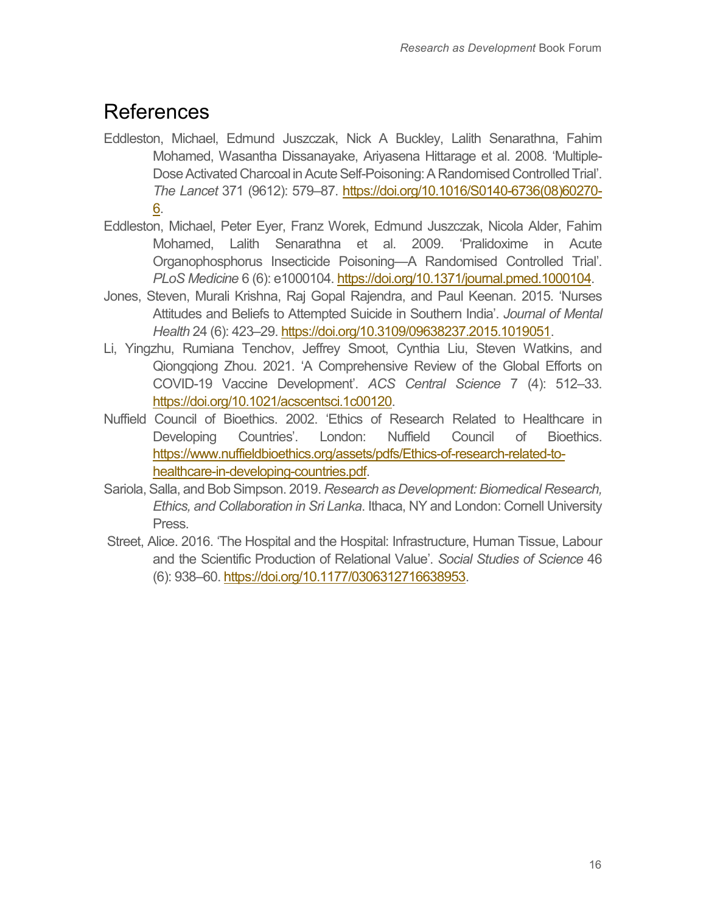# References

Eddleston, Michael, Edmund Juszczak, Nick A Buckley, Lalith Senarathna, Fahim Mohamed, Wasantha Dissanayake, Ariyasena Hittarage et al. 2008. 'Multiple-Dose Activated Charcoal in Acute Self-Poisoning: A Randomised Controlled Trial'. *The Lancet* 371 (9612): 579–87. https://doi.org/10.1016/S0140-6736(08)60270-6.

Eddleston, Michael, Peter Eyer, Franz Worek, Edmund Juszczak, Nicola Alder, Fahim Mohamed, Lalith Senarathna et al. 2009. 'Pralidoxime in Acute Organophosphorus Insecticide Poisoning—A Randomised Controlled Trial'. *PLoS Medicine* 6 (6): e1000104. https://doi.org/10.1371/journal.pmed.1000104.

Jones, Steven, Murali Krishna, Raj Gopal Rajendra, and Paul Keenan. 2015. 'Nurses Attitudes and Beliefs to Attempted Suicide in Southern India'. *Journal of Mental Health* 24 (6): 423–29. https://doi.org/10.3109/09638237.2015.1019051.

Li, Yingzhu, Rumiana Tenchov, Jeffrey Smoot, Cynthia Liu, Steven Watkins, and Qiongqiong Zhou. 2021. 'A Comprehensive Review of the Global Efforts on COVID-19 Vaccine Development'. *ACS Central Science* 7 (4): 512–33. https://doi.org/10.1021/acscentsci.1c00120.

Nuffield Council of Bioethics. 2002. 'Ethics of Research Related to Healthcare in Developing Countries'. London: Nuffield Council of Bioethics. https://www.nuffieldbioethics.org/assets/pdfs/Ethics-of-research-related-to-healthcare-in-developing-countries.pdf.

Sariola, Salla, and Bob Simpson. 2019. *Research as Development: Biomedical Research, Ethics, and Collaboration in Sri Lanka*. Ithaca, NY and London: Cornell University Press.

Street, Alice. 2016. 'The Hospital and the Hospital: Infrastructure, Human Tissue, Labour and the Scientific Production of Relational Value'. *Social Studies of Science* 46 (6): 938–60. https://doi.org/10.1177/0306312716638953.